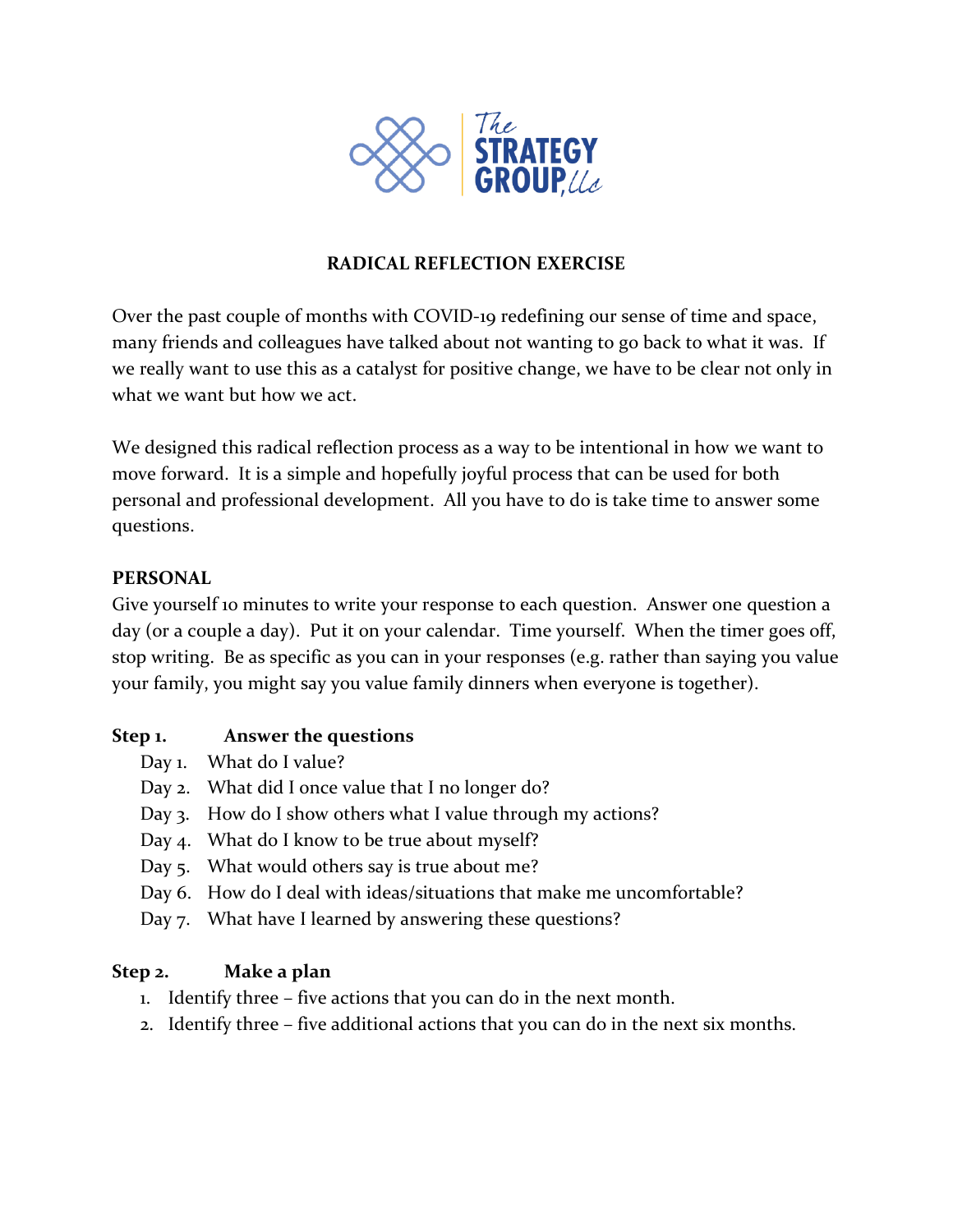The STRATEGY GROUP, llc

# RADICAL REFLECTION EXERCISE

Over the past couple of months with COVID-19 redefining our sense of time and space, many friends and colleagues have talked about not wanting to go back to what it was. If we really want to use this as a catalyst for positive change, we have to be clear not only in what we want but how we act.

We designed this radical reflection process as a way to be intentional in how we want to move forward. It is a simple and hopefully joyful process that can be used for both personal and professional development. All you have to do is take time to answer some questions.

## PERSONAL

Give yourself 10 minutes to write your response to each question. Answer one question a day (or a couple a day). Put it on your calendar. Time yourself. When the timer goes off, stop writing. Be as specific as you can in your responses (e.g. rather than saying you value your family, you might say you value family dinners when everyone is together).

### Step 1. Answer the questions

- Day 1. What do I value?
- Day 2. What did I once value that I no longer do?
- Day 3. How do I show others what I value through my actions?
- Day 4. What do I know to be true about myself?
- Day 5. What would others say is true about me?
- Day 6. How do I deal with ideas/situations that make me uncomfortable?
- Day 7. What have I learned by answering these questions?

### Step 2. Make a plan

1. Identify three – five actions that you can do in the next month.
2. Identify three – five additional actions that you can do in the next six months.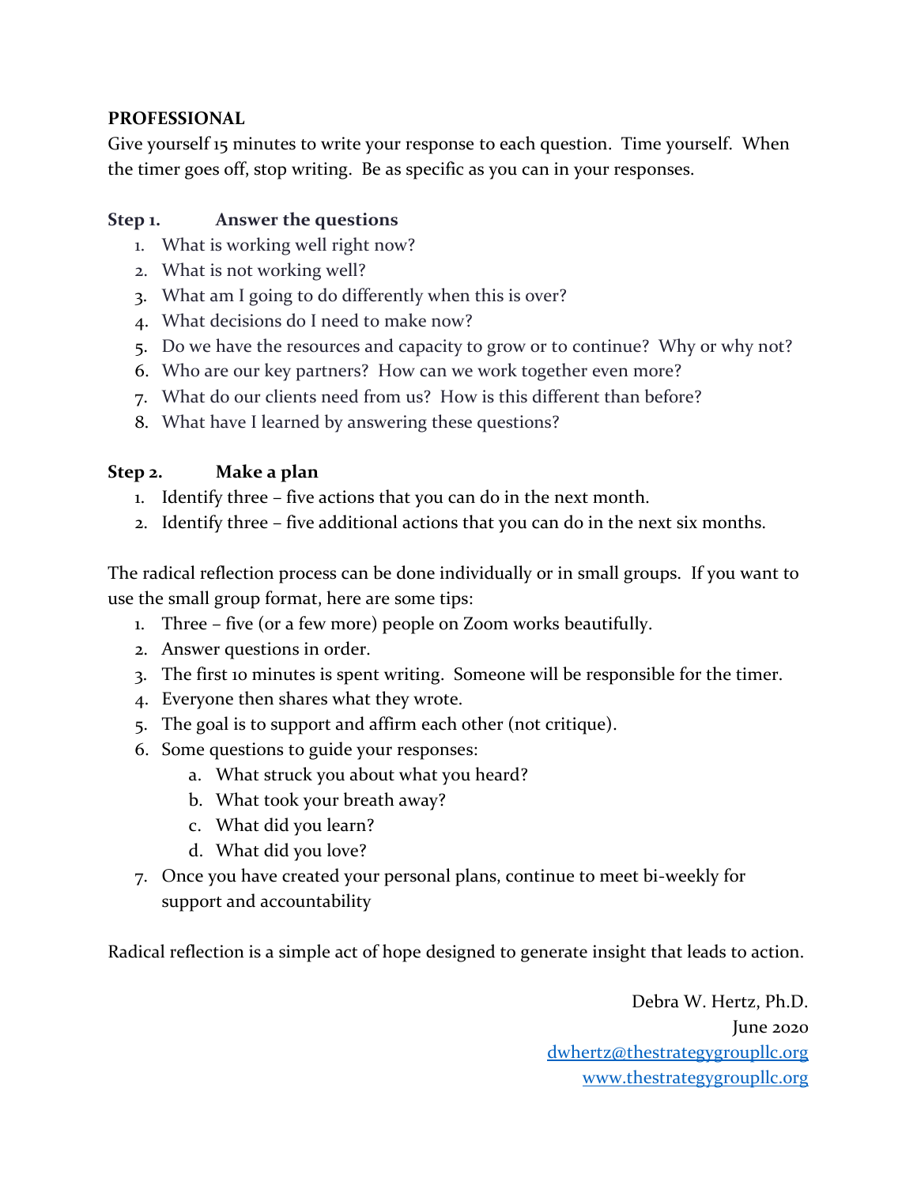**PROFESSIONAL**

Give yourself 15 minutes to write your response to each question. Time yourself. When the timer goes off, stop writing. Be as specific as you can in your responses.

**Step 1. Answer the questions**

1. What is working well right now?
2. What is not working well?
3. What am I going to do differently when this is over?
4. What decisions do I need to make now?
5. Do we have the resources and capacity to grow or to continue? Why or why not?
6. Who are our key partners? How can we work together even more?
7. What do our clients need from us? How is this different than before?
8. What have I learned by answering these questions?

**Step 2. Make a plan**

1. Identify three – five actions that you can do in the next month.
2. Identify three – five additional actions that you can do in the next six months.

The radical reflection process can be done individually or in small groups. If you want to use the small group format, here are some tips:

1. Three – five (or a few more) people on Zoom works beautifully.
2. Answer questions in order.
3. The first 10 minutes is spent writing. Someone will be responsible for the timer.
4. Everyone then shares what they wrote.
5. The goal is to support and affirm each other (not critique).
6. Some questions to guide your responses:
   a. What struck you about what you heard?
   b. What took your breath away?
   c. What did you learn?
   d. What did you love?
7. Once you have created your personal plans, continue to meet bi-weekly for support and accountability

Radical reflection is a simple act of hope designed to generate insight that leads to action.

Debra W. Hertz, Ph.D.
June 2020
dwhertz@thestrategygroupllc.org
www.thestrategygroupllc.org